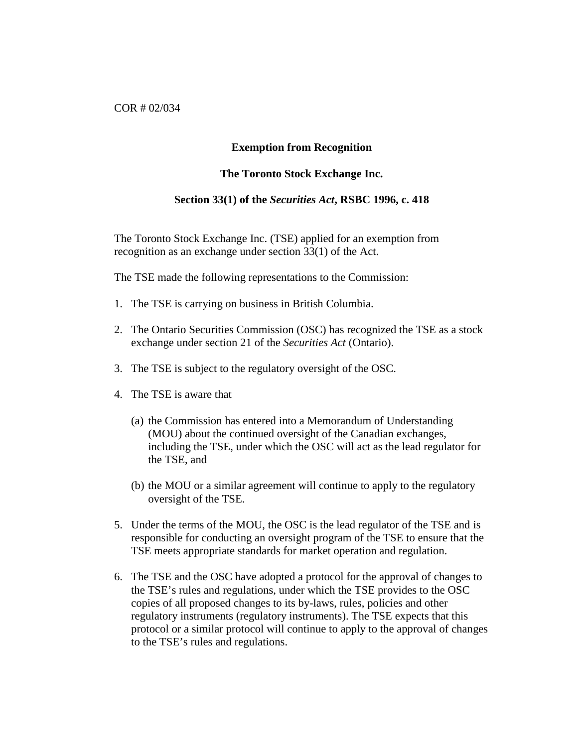COR # 02/034

**Exemption from Recognition**

**The Toronto Stock Exchange Inc.**

**Section 33(1) of the *Securities Act*, RSBC 1996, c. 418**

The Toronto Stock Exchange Inc. (TSE) applied for an exemption from recognition as an exchange under section 33(1) of the Act.

The TSE made the following representations to the Commission:

1. The TSE is carrying on business in British Columbia.

2. The Ontario Securities Commission (OSC) has recognized the TSE as a stock exchange under section 21 of the *Securities Act* (Ontario).

3. The TSE is subject to the regulatory oversight of the OSC.

4. The TSE is aware that

   (a) the Commission has entered into a Memorandum of Understanding (MOU) about the continued oversight of the Canadian exchanges, including the TSE, under which the OSC will act as the lead regulator for the TSE, and

   (b) the MOU or a similar agreement will continue to apply to the regulatory oversight of the TSE.

5. Under the terms of the MOU, the OSC is the lead regulator of the TSE and is responsible for conducting an oversight program of the TSE to ensure that the TSE meets appropriate standards for market operation and regulation.

6. The TSE and the OSC have adopted a protocol for the approval of changes to the TSE's rules and regulations, under which the TSE provides to the OSC copies of all proposed changes to its by-laws, rules, policies and other regulatory instruments (regulatory instruments). The TSE expects that this protocol or a similar protocol will continue to apply to the approval of changes to the TSE's rules and regulations.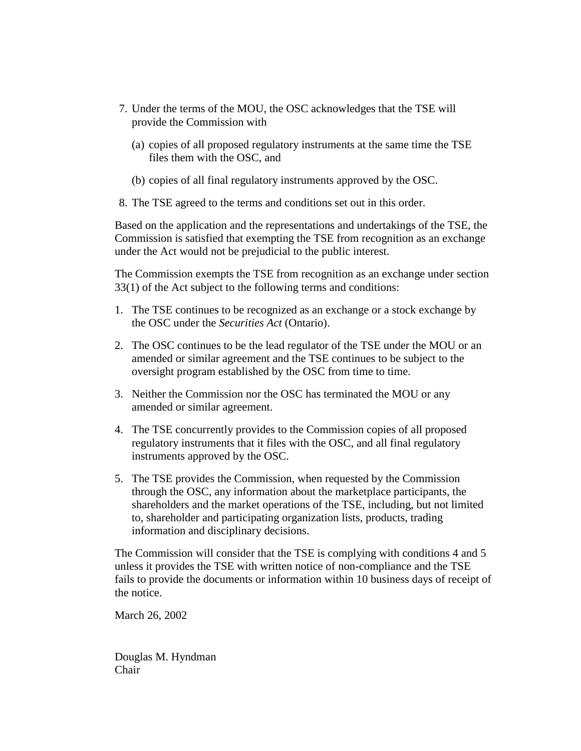7. Under the terms of the MOU, the OSC acknowledges that the TSE will provide the Commission with

   (a) copies of all proposed regulatory instruments at the same time the TSE files them with the OSC, and

   (b) copies of all final regulatory instruments approved by the OSC.

8. The TSE agreed to the terms and conditions set out in this order.

Based on the application and the representations and undertakings of the TSE, the Commission is satisfied that exempting the TSE from recognition as an exchange under the Act would not be prejudicial to the public interest.

The Commission exempts the TSE from recognition as an exchange under section 33(1) of the Act subject to the following terms and conditions:

1. The TSE continues to be recognized as an exchange or a stock exchange by the OSC under the *Securities Act* (Ontario).

2. The OSC continues to be the lead regulator of the TSE under the MOU or an amended or similar agreement and the TSE continues to be subject to the oversight program established by the OSC from time to time.

3. Neither the Commission nor the OSC has terminated the MOU or any amended or similar agreement.

4. The TSE concurrently provides to the Commission copies of all proposed regulatory instruments that it files with the OSC, and all final regulatory instruments approved by the OSC.

5. The TSE provides the Commission, when requested by the Commission through the OSC, any information about the marketplace participants, the shareholders and the market operations of the TSE, including, but not limited to, shareholder and participating organization lists, products, trading information and disciplinary decisions.

The Commission will consider that the TSE is complying with conditions 4 and 5 unless it provides the TSE with written notice of non-compliance and the TSE fails to provide the documents or information within 10 business days of receipt of the notice.

March 26, 2002

Douglas M. Hyndman
Chair